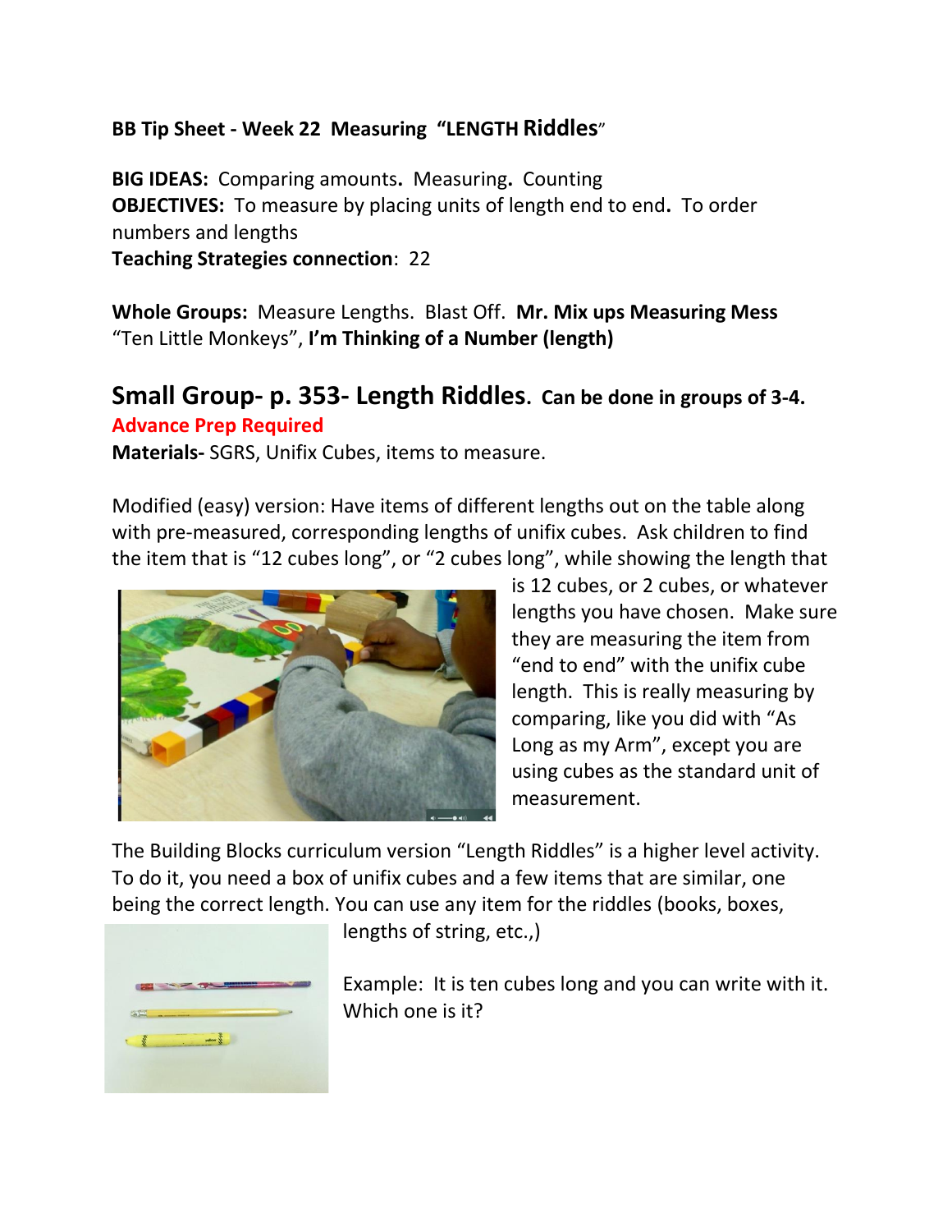**BB Tip Sheet - Week 22 Measuring "LENGTH Riddles"**

**BIG IDEAS:** Comparing amounts**.** Measuring**.** Counting
**OBJECTIVES:** To measure by placing units of length end to end**.** To order numbers and lengths
**Teaching Strategies connection**: 22

**Whole Groups:** Measure Lengths. Blast Off. **Mr. Mix ups Measuring Mess** "Ten Little Monkeys", **I'm Thinking of a Number (length)**

## Small Group- p. 353- Length Riddles. Can be done in groups of 3-4.

**Advance Prep Required**

**Materials-** SGRS, Unifix Cubes, items to measure.

Modified (easy) version: Have items of different lengths out on the table along with pre-measured, corresponding lengths of unifix cubes. Ask children to find the item that is "12 cubes long", or "2 cubes long", while showing the length that is 12 cubes, or 2 cubes, or whatever lengths you have chosen. Make sure they are measuring the item from "end to end" with the unifix cube length. This is really measuring by comparing, like you did with "As Long as my Arm", except you are using cubes as the standard unit of measurement.

The Building Blocks curriculum version "Length Riddles" is a higher level activity. To do it, you need a box of unifix cubes and a few items that are similar, one being the correct length. You can use any item for the riddles (books, boxes, lengths of string, etc.,)

Example: It is ten cubes long and you can write with it. Which one is it?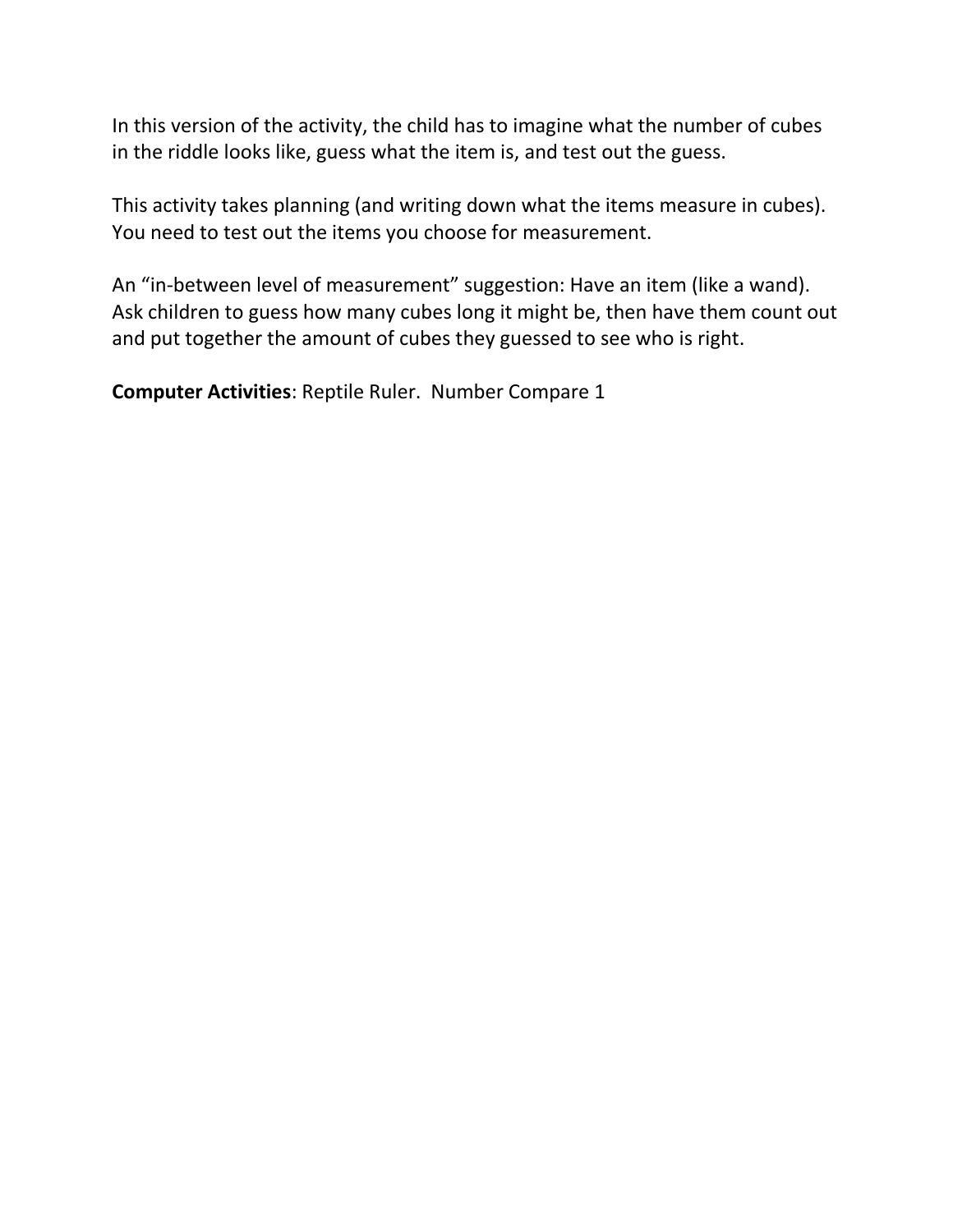In this version of the activity, the child has to imagine what the number of cubes in the riddle looks like, guess what the item is, and test out the guess.

This activity takes planning (and writing down what the items measure in cubes). You need to test out the items you choose for measurement.

An “in-between level of measurement” suggestion: Have an item (like a wand). Ask children to guess how many cubes long it might be, then have them count out and put together the amount of cubes they guessed to see who is right.

**Computer Activities**: Reptile Ruler. Number Compare 1